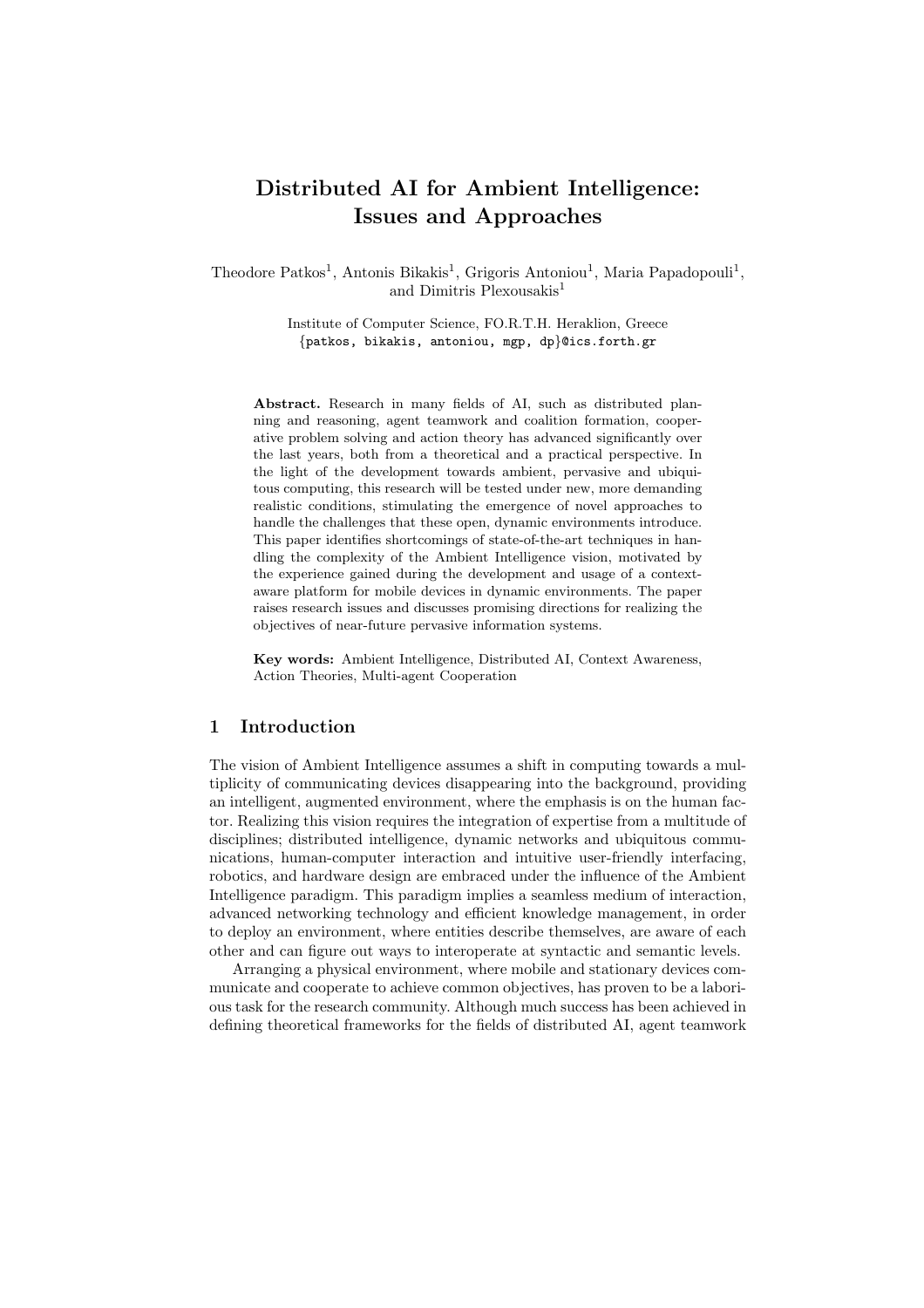# Distributed AI for Ambient Intelligence: Issues and Approaches

Theodore Patkos[1], Antonis Bikakis[1], Grigoris Antoniou[1], Maria Papadopouli[1], and Dimitris Plexousakis[1]

Institute of Computer Science, FO.R.T.H. Heraklion, Greece
{patkos, bikakis, antoniou, mgp, dp}@ics.forth.gr

**Abstract.** Research in many fields of AI, such as distributed planning and reasoning, agent teamwork and coalition formation, cooperative problem solving and action theory has advanced significantly over the last years, both from a theoretical and a practical perspective. In the light of the development towards ambient, pervasive and ubiquitous computing, this research will be tested under new, more demanding realistic conditions, stimulating the emergence of novel approaches to handle the challenges that these open, dynamic environments introduce. This paper identifies shortcomings of state-of-the-art techniques in handling the complexity of the Ambient Intelligence vision, motivated by the experience gained during the development and usage of a context-aware platform for mobile devices in dynamic environments. The paper raises research issues and discusses promising directions for realizing the objectives of near-future pervasive information systems.

**Key words:** Ambient Intelligence, Distributed AI, Context Awareness, Action Theories, Multi-agent Cooperation

## 1 Introduction

The vision of Ambient Intelligence assumes a shift in computing towards a multiplicity of communicating devices disappearing into the background, providing an intelligent, augmented environment, where the emphasis is on the human factor. Realizing this vision requires the integration of expertise from a multitude of disciplines; distributed intelligence, dynamic networks and ubiquitous communications, human-computer interaction and intuitive user-friendly interfacing, robotics, and hardware design are embraced under the influence of the Ambient Intelligence paradigm. This paradigm implies a seamless medium of interaction, advanced networking technology and efficient knowledge management, in order to deploy an environment, where entities describe themselves, are aware of each other and can figure out ways to interoperate at syntactic and semantic levels.

Arranging a physical environment, where mobile and stationary devices communicate and cooperate to achieve common objectives, has proven to be a laborious task for the research community. Although much success has been achieved in defining theoretical frameworks for the fields of distributed AI, agent teamwork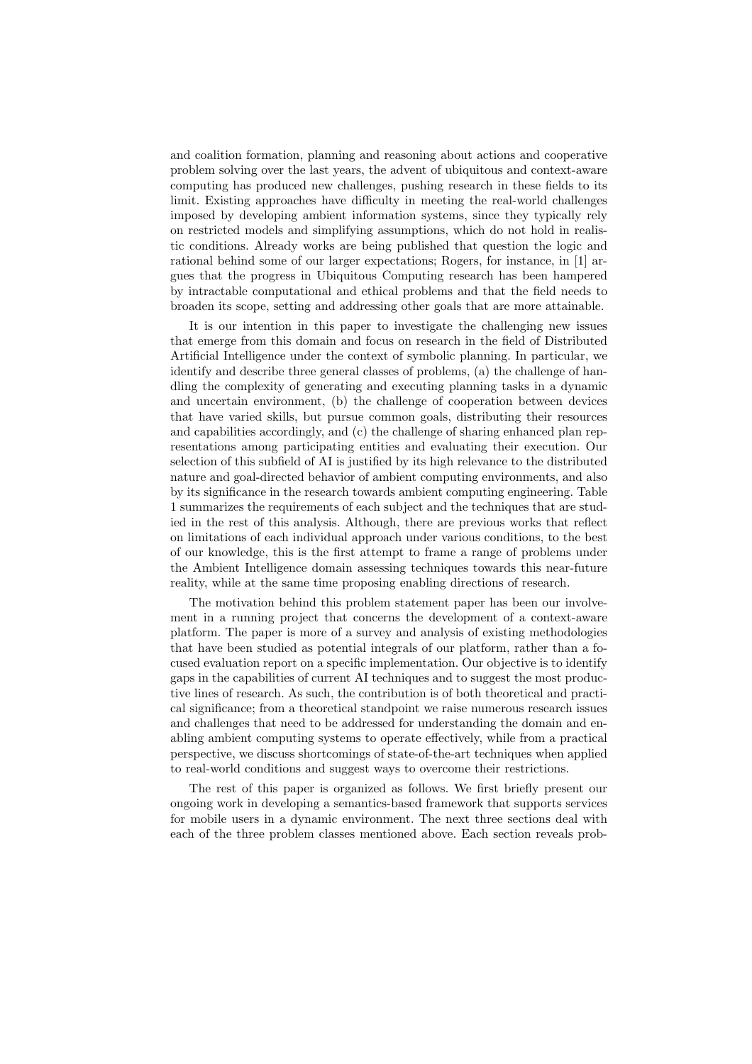and coalition formation, planning and reasoning about actions and cooperative problem solving over the last years, the advent of ubiquitous and context-aware computing has produced new challenges, pushing research in these fields to its limit. Existing approaches have difficulty in meeting the real-world challenges imposed by developing ambient information systems, since they typically rely on restricted models and simplifying assumptions, which do not hold in realistic conditions. Already works are being published that question the logic and rational behind some of our larger expectations; Rogers, for instance, in [1] argues that the progress in Ubiquitous Computing research has been hampered by intractable computational and ethical problems and that the field needs to broaden its scope, setting and addressing other goals that are more attainable.

It is our intention in this paper to investigate the challenging new issues that emerge from this domain and focus on research in the field of Distributed Artificial Intelligence under the context of symbolic planning. In particular, we identify and describe three general classes of problems, (a) the challenge of handling the complexity of generating and executing planning tasks in a dynamic and uncertain environment, (b) the challenge of cooperation between devices that have varied skills, but pursue common goals, distributing their resources and capabilities accordingly, and (c) the challenge of sharing enhanced plan representations among participating entities and evaluating their execution. Our selection of this subfield of AI is justified by its high relevance to the distributed nature and goal-directed behavior of ambient computing environments, and also by its significance in the research towards ambient computing engineering. Table 1 summarizes the requirements of each subject and the techniques that are studied in the rest of this analysis. Although, there are previous works that reflect on limitations of each individual approach under various conditions, to the best of our knowledge, this is the first attempt to frame a range of problems under the Ambient Intelligence domain assessing techniques towards this near-future reality, while at the same time proposing enabling directions of research.

The motivation behind this problem statement paper has been our involvement in a running project that concerns the development of a context-aware platform. The paper is more of a survey and analysis of existing methodologies that have been studied as potential integrals of our platform, rather than a focused evaluation report on a specific implementation. Our objective is to identify gaps in the capabilities of current AI techniques and to suggest the most productive lines of research. As such, the contribution is of both theoretical and practical significance; from a theoretical standpoint we raise numerous research issues and challenges that need to be addressed for understanding the domain and enabling ambient computing systems to operate effectively, while from a practical perspective, we discuss shortcomings of state-of-the-art techniques when applied to real-world conditions and suggest ways to overcome their restrictions.

The rest of this paper is organized as follows. We first briefly present our ongoing work in developing a semantics-based framework that supports services for mobile users in a dynamic environment. The next three sections deal with each of the three problem classes mentioned above. Each section reveals prob-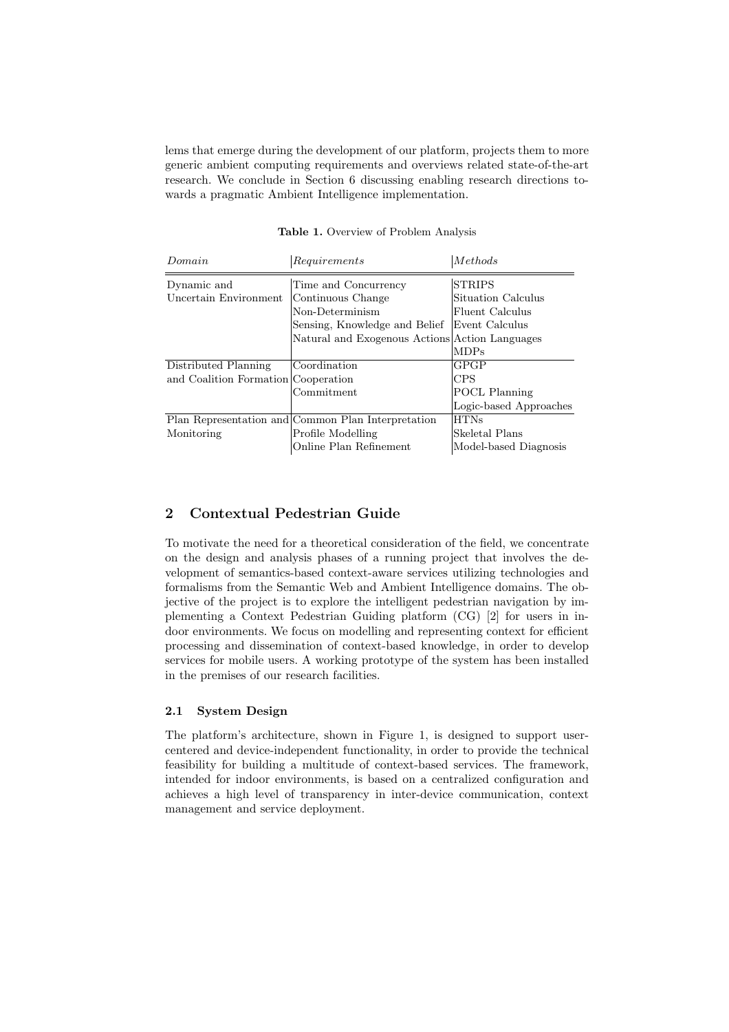lems that emerge during the development of our platform, projects them to more generic ambient computing requirements and overviews related state-of-the-art research. We conclude in Section 6 discussing enabling research directions towards a pragmatic Ambient Intelligence implementation.

**Table 1.** Overview of Problem Analysis

| *Domain* | *Requirements* | *Methods* |
|---|---|---|
| Dynamic and Uncertain Environment | Time and Concurrency | STRIPS |
| | Continuous Change | Situation Calculus |
| | Non-Determinism | Fluent Calculus |
| | Sensing, Knowledge and Belief | Event Calculus |
| | Natural and Exogenous Actions | Action Languages |
| | | MDPs |
| Distributed Planning and Coalition Formation | Coordination | GPGP |
| | Cooperation | CPS |
| | Commitment | POCL Planning |
| | | Logic-based Approaches |
| Plan Representation and Monitoring | Common Plan Interpretation | HTNs |
| | Profile Modelling | Skeletal Plans |
| | Online Plan Refinement | Model-based Diagnosis |

## 2 Contextual Pedestrian Guide

To motivate the need for a theoretical consideration of the field, we concentrate on the design and analysis phases of a running project that involves the development of semantics-based context-aware services utilizing technologies and formalisms from the Semantic Web and Ambient Intelligence domains. The objective of the project is to explore the intelligent pedestrian navigation by implementing a Context Pedestrian Guiding platform (CG) [2] for users in indoor environments. We focus on modelling and representing context for efficient processing and dissemination of context-based knowledge, in order to develop services for mobile users. A working prototype of the system has been installed in the premises of our research facilities.

### 2.1 System Design

The platform's architecture, shown in Figure 1, is designed to support user-centered and device-independent functionality, in order to provide the technical feasibility for building a multitude of context-based services. The framework, intended for indoor environments, is based on a centralized configuration and achieves a high level of transparency in inter-device communication, context management and service deployment.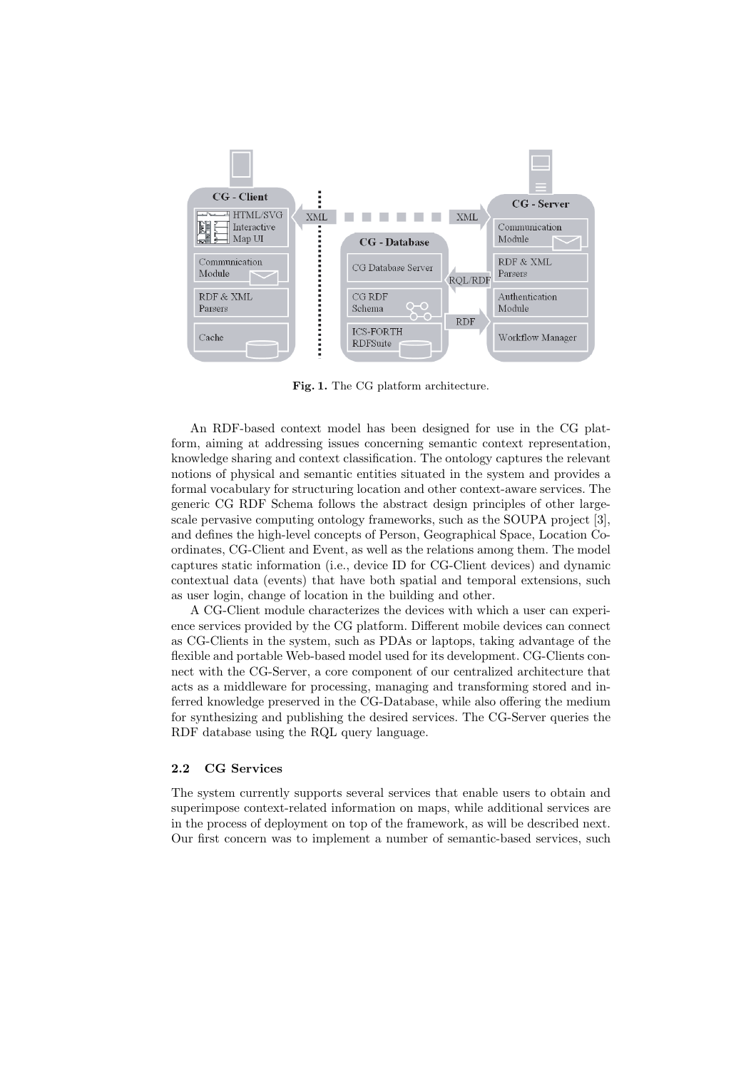**Fig. 1.** The CG platform architecture.

An RDF-based context model has been designed for use in the CG platform, aiming at addressing issues concerning semantic context representation, knowledge sharing and context classification. The ontology captures the relevant notions of physical and semantic entities situated in the system and provides a formal vocabulary for structuring location and other context-aware services. The generic CG RDF Schema follows the abstract design principles of other large-scale pervasive computing ontology frameworks, such as the SOUPA project [3], and defines the high-level concepts of Person, Geographical Space, Location Coordinates, CG-Client and Event, as well as the relations among them. The model captures static information (i.e., device ID for CG-Client devices) and dynamic contextual data (events) that have both spatial and temporal extensions, such as user login, change of location in the building and other.

A CG-Client module characterizes the devices with which a user can experience services provided by the CG platform. Different mobile devices can connect as CG-Clients in the system, such as PDAs or laptops, taking advantage of the flexible and portable Web-based model used for its development. CG-Clients connect with the CG-Server, a core component of our centralized architecture that acts as a middleware for processing, managing and transforming stored and inferred knowledge preserved in the CG-Database, while also offering the medium for synthesizing and publishing the desired services. The CG-Server queries the RDF database using the RQL query language.

### 2.2 CG Services

The system currently supports several services that enable users to obtain and superimpose context-related information on maps, while additional services are in the process of deployment on top of the framework, as will be described next. Our first concern was to implement a number of semantic-based services, such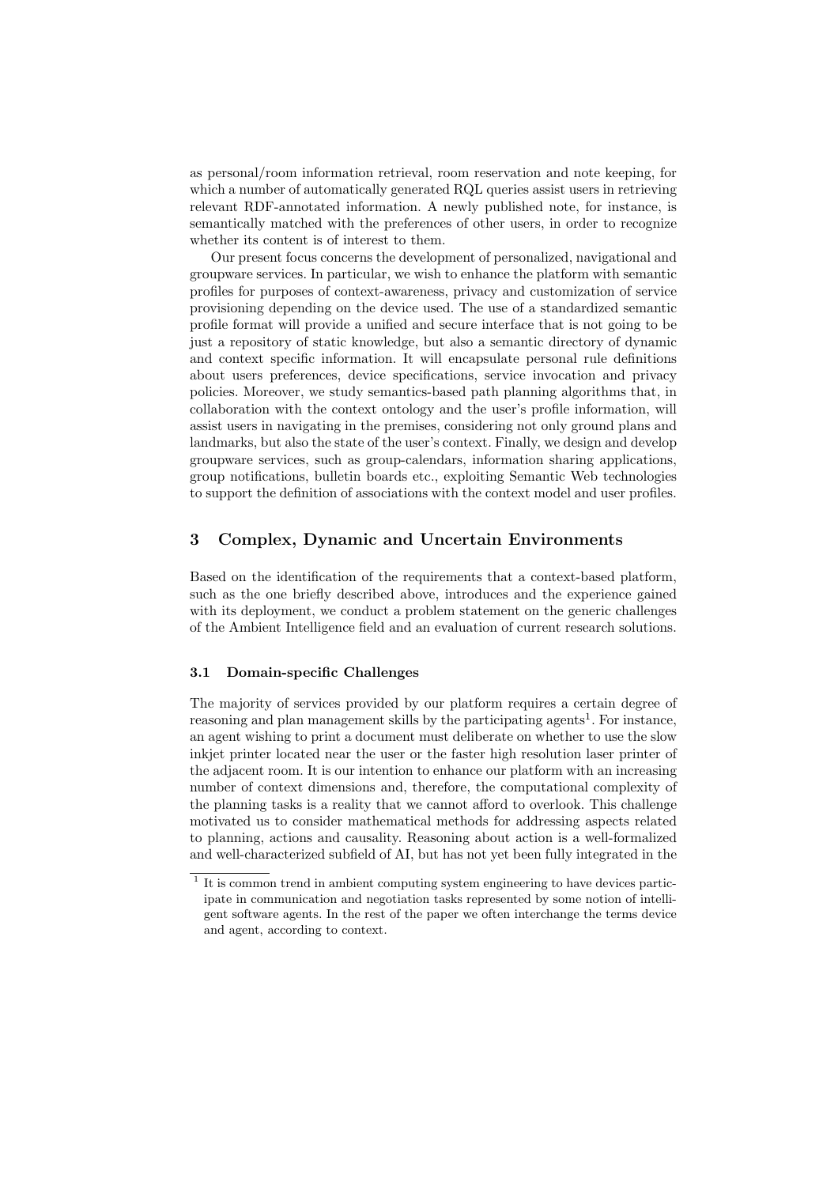as personal/room information retrieval, room reservation and note keeping, for which a number of automatically generated RQL queries assist users in retrieving relevant RDF-annotated information. A newly published note, for instance, is semantically matched with the preferences of other users, in order to recognize whether its content is of interest to them.

Our present focus concerns the development of personalized, navigational and groupware services. In particular, we wish to enhance the platform with semantic profiles for purposes of context-awareness, privacy and customization of service provisioning depending on the device used. The use of a standardized semantic profile format will provide a unified and secure interface that is not going to be just a repository of static knowledge, but also a semantic directory of dynamic and context specific information. It will encapsulate personal rule definitions about users preferences, device specifications, service invocation and privacy policies. Moreover, we study semantics-based path planning algorithms that, in collaboration with the context ontology and the user's profile information, will assist users in navigating in the premises, considering not only ground plans and landmarks, but also the state of the user's context. Finally, we design and develop groupware services, such as group-calendars, information sharing applications, group notifications, bulletin boards etc., exploiting Semantic Web technologies to support the definition of associations with the context model and user profiles.

## 3 Complex, Dynamic and Uncertain Environments

Based on the identification of the requirements that a context-based platform, such as the one briefly described above, introduces and the experience gained with its deployment, we conduct a problem statement on the generic challenges of the Ambient Intelligence field and an evaluation of current research solutions.

### 3.1 Domain-specific Challenges

The majority of services provided by our platform requires a certain degree of reasoning and plan management skills by the participating agents[1]. For instance, an agent wishing to print a document must deliberate on whether to use the slow inkjet printer located near the user or the faster high resolution laser printer of the adjacent room. It is our intention to enhance our platform with an increasing number of context dimensions and, therefore, the computational complexity of the planning tasks is a reality that we cannot afford to overlook. This challenge motivated us to consider mathematical methods for addressing aspects related to planning, actions and causality. Reasoning about action is a well-formalized and well-characterized subfield of AI, but has not yet been fully integrated in the

[1] It is common trend in ambient computing system engineering to have devices participate in communication and negotiation tasks represented by some notion of intelligent software agents. In the rest of the paper we often interchange the terms device and agent, according to context.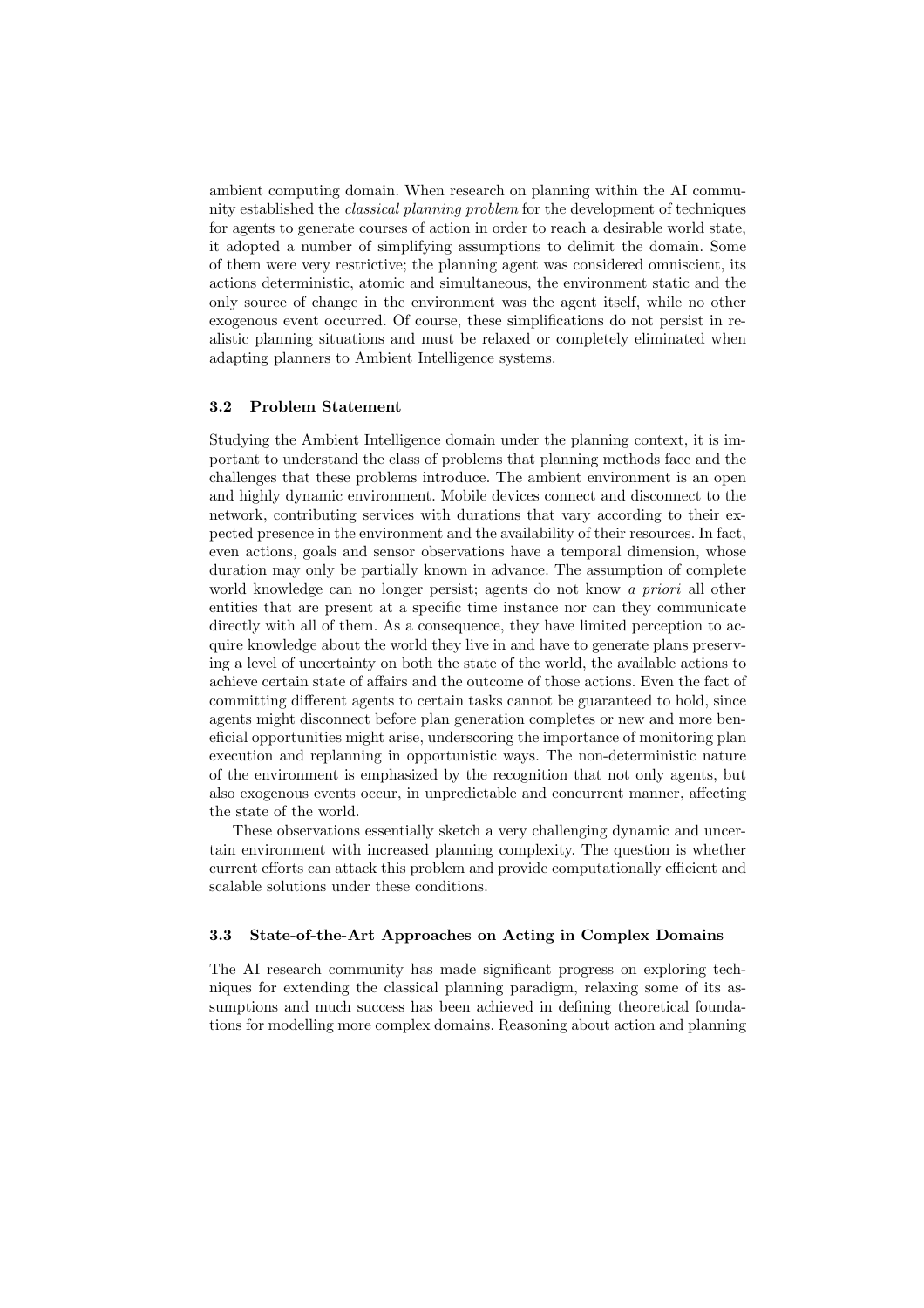ambient computing domain. When research on planning within the AI community established the *classical planning problem* for the development of techniques for agents to generate courses of action in order to reach a desirable world state, it adopted a number of simplifying assumptions to delimit the domain. Some of them were very restrictive; the planning agent was considered omniscient, its actions deterministic, atomic and simultaneous, the environment static and the only source of change in the environment was the agent itself, while no other exogenous event occurred. Of course, these simplifications do not persist in realistic planning situations and must be relaxed or completely eliminated when adapting planners to Ambient Intelligence systems.

### 3.2 Problem Statement

Studying the Ambient Intelligence domain under the planning context, it is important to understand the class of problems that planning methods face and the challenges that these problems introduce. The ambient environment is an open and highly dynamic environment. Mobile devices connect and disconnect to the network, contributing services with durations that vary according to their expected presence in the environment and the availability of their resources. In fact, even actions, goals and sensor observations have a temporal dimension, whose duration may only be partially known in advance. The assumption of complete world knowledge can no longer persist; agents do not know *a priori* all other entities that are present at a specific time instance nor can they communicate directly with all of them. As a consequence, they have limited perception to acquire knowledge about the world they live in and have to generate plans preserving a level of uncertainty on both the state of the world, the available actions to achieve certain state of affairs and the outcome of those actions. Even the fact of committing different agents to certain tasks cannot be guaranteed to hold, since agents might disconnect before plan generation completes or new and more beneficial opportunities might arise, underscoring the importance of monitoring plan execution and replanning in opportunistic ways. The non-deterministic nature of the environment is emphasized by the recognition that not only agents, but also exogenous events occur, in unpredictable and concurrent manner, affecting the state of the world.

These observations essentially sketch a very challenging dynamic and uncertain environment with increased planning complexity. The question is whether current efforts can attack this problem and provide computationally efficient and scalable solutions under these conditions.

### 3.3 State-of-the-Art Approaches on Acting in Complex Domains

The AI research community has made significant progress on exploring techniques for extending the classical planning paradigm, relaxing some of its assumptions and much success has been achieved in defining theoretical foundations for modelling more complex domains. Reasoning about action and planning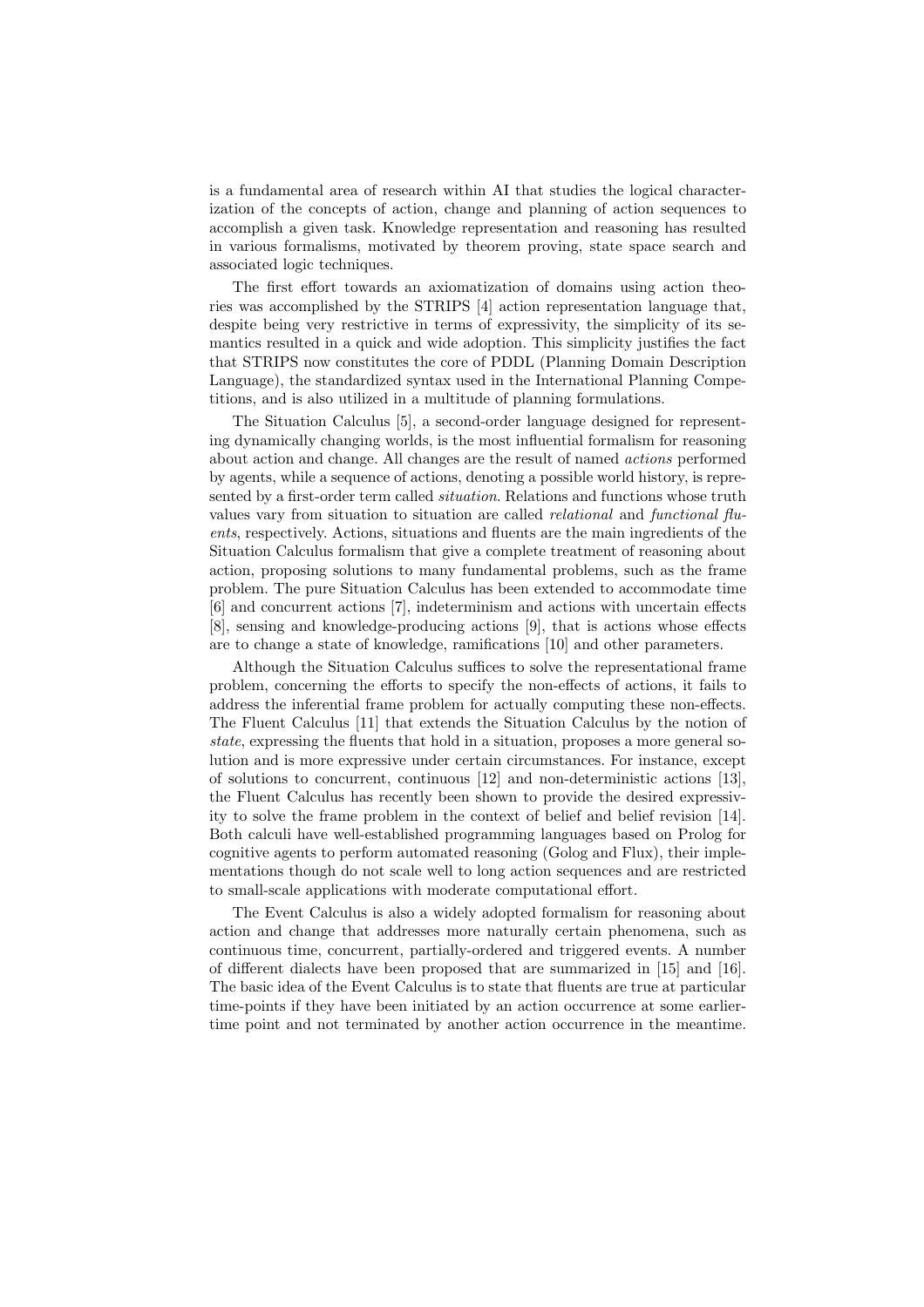is a fundamental area of research within AI that studies the logical characterization of the concepts of action, change and planning of action sequences to accomplish a given task. Knowledge representation and reasoning has resulted in various formalisms, motivated by theorem proving, state space search and associated logic techniques.

The first effort towards an axiomatization of domains using action theories was accomplished by the STRIPS [4] action representation language that, despite being very restrictive in terms of expressivity, the simplicity of its semantics resulted in a quick and wide adoption. This simplicity justifies the fact that STRIPS now constitutes the core of PDDL (Planning Domain Description Language), the standardized syntax used in the International Planning Competitions, and is also utilized in a multitude of planning formulations.

The Situation Calculus [5], a second-order language designed for representing dynamically changing worlds, is the most influential formalism for reasoning about action and change. All changes are the result of named *actions* performed by agents, while a sequence of actions, denoting a possible world history, is represented by a first-order term called *situation*. Relations and functions whose truth values vary from situation to situation are called *relational* and *functional fluents*, respectively. Actions, situations and fluents are the main ingredients of the Situation Calculus formalism that give a complete treatment of reasoning about action, proposing solutions to many fundamental problems, such as the frame problem. The pure Situation Calculus has been extended to accommodate time [6] and concurrent actions [7], indeterminism and actions with uncertain effects [8], sensing and knowledge-producing actions [9], that is actions whose effects are to change a state of knowledge, ramifications [10] and other parameters.

Although the Situation Calculus suffices to solve the representational frame problem, concerning the efforts to specify the non-effects of actions, it fails to address the inferential frame problem for actually computing these non-effects. The Fluent Calculus [11] that extends the Situation Calculus by the notion of *state*, expressing the fluents that hold in a situation, proposes a more general solution and is more expressive under certain circumstances. For instance, except of solutions to concurrent, continuous [12] and non-deterministic actions [13], the Fluent Calculus has recently been shown to provide the desired expressivity to solve the frame problem in the context of belief and belief revision [14]. Both calculi have well-established programming languages based on Prolog for cognitive agents to perform automated reasoning (Golog and Flux), their implementations though do not scale well to long action sequences and are restricted to small-scale applications with moderate computational effort.

The Event Calculus is also a widely adopted formalism for reasoning about action and change that addresses more naturally certain phenomena, such as continuous time, concurrent, partially-ordered and triggered events. A number of different dialects have been proposed that are summarized in [15] and [16]. The basic idea of the Event Calculus is to state that fluents are true at particular time-points if they have been initiated by an action occurrence at some earlier-time point and not terminated by another action occurrence in the meantime.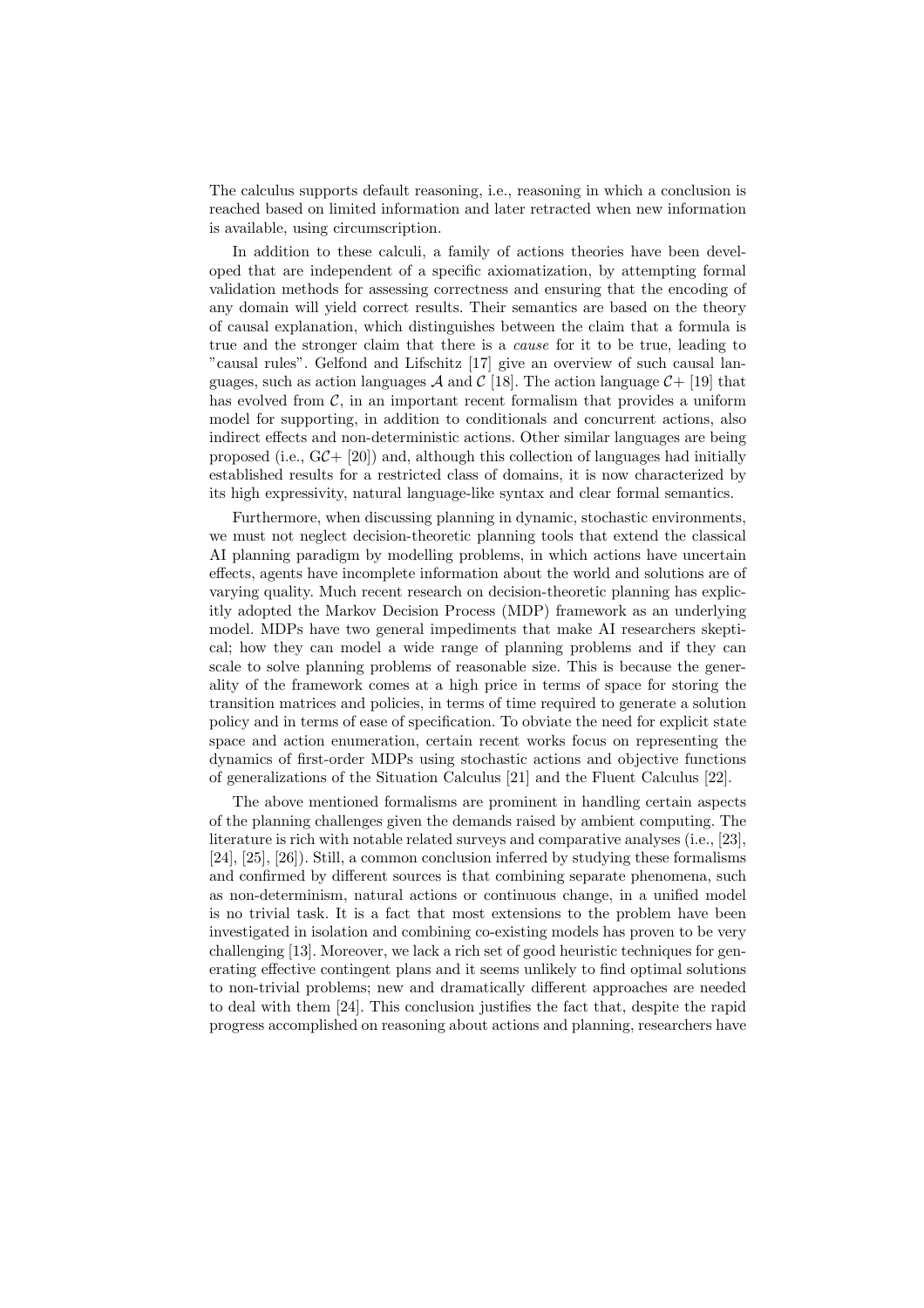The calculus supports default reasoning, i.e., reasoning in which a conclusion is reached based on limited information and later retracted when new information is available, using circumscription.

In addition to these calculi, a family of actions theories have been developed that are independent of a specific axiomatization, by attempting formal validation methods for assessing correctness and ensuring that the encoding of any domain will yield correct results. Their semantics are based on the theory of causal explanation, which distinguishes between the claim that a formula is true and the stronger claim that there is a *cause* for it to be true, leading to "causal rules". Gelfond and Lifschitz [17] give an overview of such causal languages, such as action languages $\mathcal{A}$ and $\mathcal{C}$ [18]. The action language $\mathcal{C}+$ [19] that has evolved from $\mathcal{C}$, in an important recent formalism that provides a uniform model for supporting, in addition to conditionals and concurrent actions, also indirect effects and non-deterministic actions. Other similar languages are being proposed (i.e., G$\mathcal{C}+$ [20]) and, although this collection of languages had initially established results for a restricted class of domains, it is now characterized by its high expressivity, natural language-like syntax and clear formal semantics.

Furthermore, when discussing planning in dynamic, stochastic environments, we must not neglect decision-theoretic planning tools that extend the classical AI planning paradigm by modelling problems, in which actions have uncertain effects, agents have incomplete information about the world and solutions are of varying quality. Much recent research on decision-theoretic planning has explicitly adopted the Markov Decision Process (MDP) framework as an underlying model. MDPs have two general impediments that make AI researchers skeptical; how they can model a wide range of planning problems and if they can scale to solve planning problems of reasonable size. This is because the generality of the framework comes at a high price in terms of space for storing the transition matrices and policies, in terms of time required to generate a solution policy and in terms of ease of specification. To obviate the need for explicit state space and action enumeration, certain recent works focus on representing the dynamics of first-order MDPs using stochastic actions and objective functions of generalizations of the Situation Calculus [21] and the Fluent Calculus [22].

The above mentioned formalisms are prominent in handling certain aspects of the planning challenges given the demands raised by ambient computing. The literature is rich with notable related surveys and comparative analyses (i.e., [23], [24], [25], [26]). Still, a common conclusion inferred by studying these formalisms and confirmed by different sources is that combining separate phenomena, such as non-determinism, natural actions or continuous change, in a unified model is no trivial task. It is a fact that most extensions to the problem have been investigated in isolation and combining co-existing models has proven to be very challenging [13]. Moreover, we lack a rich set of good heuristic techniques for generating effective contingent plans and it seems unlikely to find optimal solutions to non-trivial problems; new and dramatically different approaches are needed to deal with them [24]. This conclusion justifies the fact that, despite the rapid progress accomplished on reasoning about actions and planning, researchers have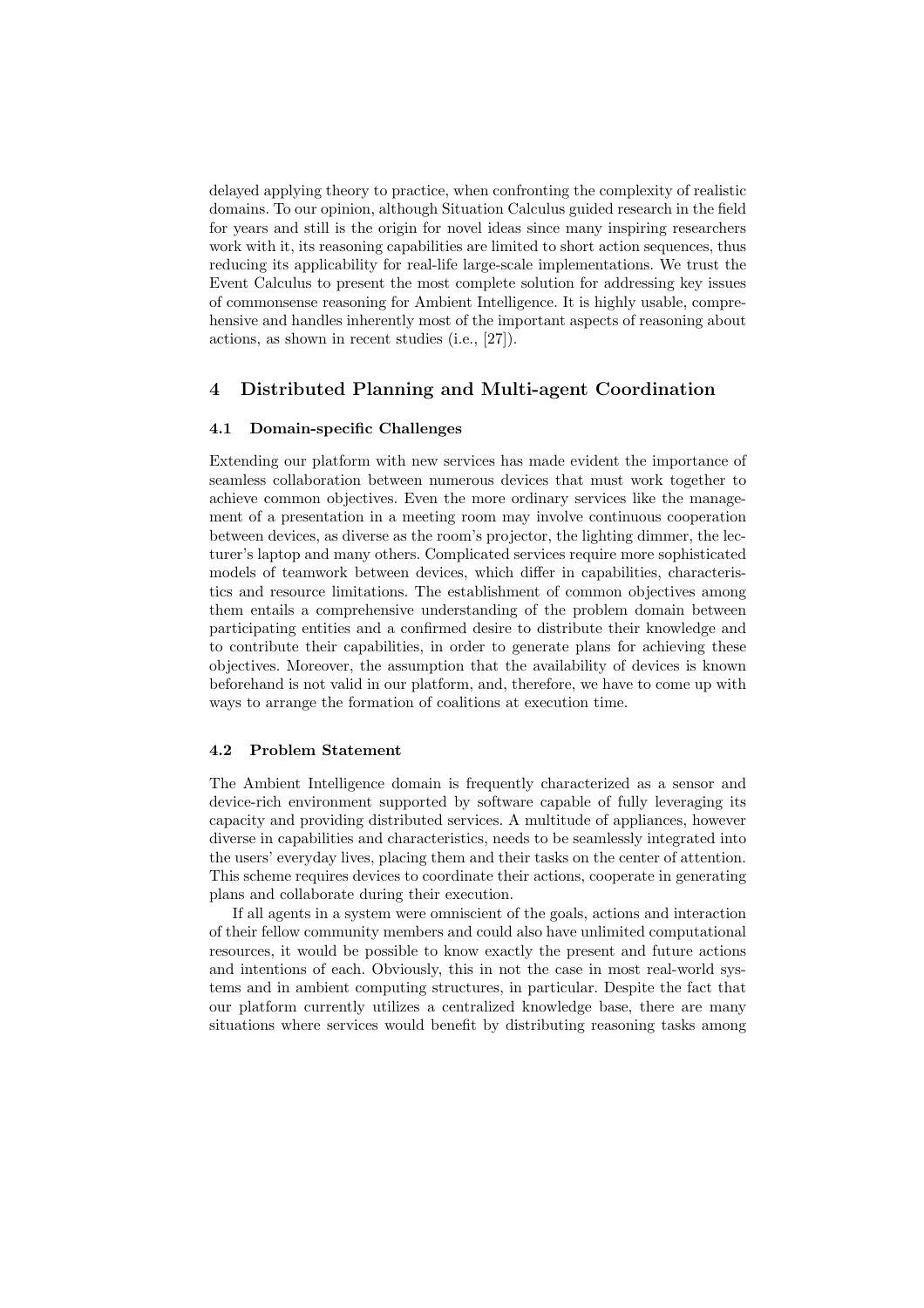delayed applying theory to practice, when confronting the complexity of realistic domains. To our opinion, although Situation Calculus guided research in the field for years and still is the origin for novel ideas since many inspiring researchers work with it, its reasoning capabilities are limited to short action sequences, thus reducing its applicability for real-life large-scale implementations. We trust the Event Calculus to present the most complete solution for addressing key issues of commonsense reasoning for Ambient Intelligence. It is highly usable, comprehensive and handles inherently most of the important aspects of reasoning about actions, as shown in recent studies (i.e., [27]).

## 4 Distributed Planning and Multi-agent Coordination

### 4.1 Domain-specific Challenges

Extending our platform with new services has made evident the importance of seamless collaboration between numerous devices that must work together to achieve common objectives. Even the more ordinary services like the management of a presentation in a meeting room may involve continuous cooperation between devices, as diverse as the room's projector, the lighting dimmer, the lecturer's laptop and many others. Complicated services require more sophisticated models of teamwork between devices, which differ in capabilities, characteristics and resource limitations. The establishment of common objectives among them entails a comprehensive understanding of the problem domain between participating entities and a confirmed desire to distribute their knowledge and to contribute their capabilities, in order to generate plans for achieving these objectives. Moreover, the assumption that the availability of devices is known beforehand is not valid in our platform, and, therefore, we have to come up with ways to arrange the formation of coalitions at execution time.

### 4.2 Problem Statement

The Ambient Intelligence domain is frequently characterized as a sensor and device-rich environment supported by software capable of fully leveraging its capacity and providing distributed services. A multitude of appliances, however diverse in capabilities and characteristics, needs to be seamlessly integrated into the users' everyday lives, placing them and their tasks on the center of attention. This scheme requires devices to coordinate their actions, cooperate in generating plans and collaborate during their execution.

If all agents in a system were omniscient of the goals, actions and interaction of their fellow community members and could also have unlimited computational resources, it would be possible to know exactly the present and future actions and intentions of each. Obviously, this in not the case in most real-world systems and in ambient computing structures, in particular. Despite the fact that our platform currently utilizes a centralized knowledge base, there are many situations where services would benefit by distributing reasoning tasks among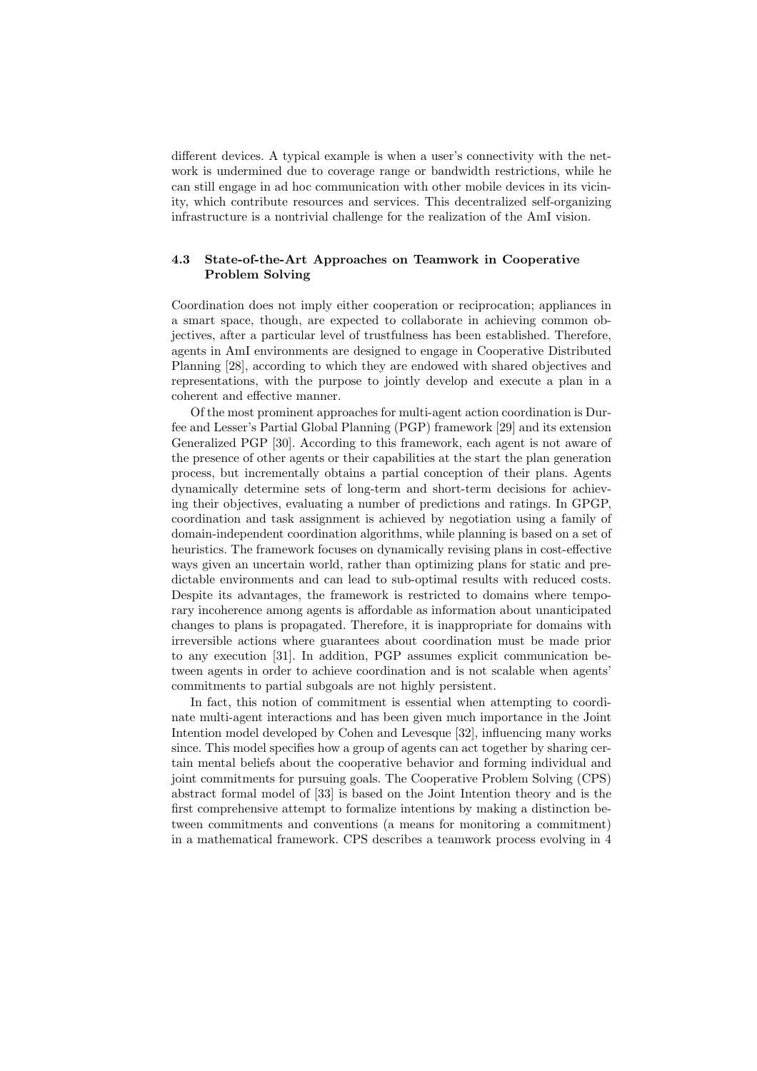different devices. A typical example is when a user's connectivity with the network is undermined due to coverage range or bandwidth restrictions, while he can still engage in ad hoc communication with other mobile devices in its vicinity, which contribute resources and services. This decentralized self-organizing infrastructure is a nontrivial challenge for the realization of the AmI vision.

### 4.3 State-of-the-Art Approaches on Teamwork in Cooperative Problem Solving

Coordination does not imply either cooperation or reciprocation; appliances in a smart space, though, are expected to collaborate in achieving common objectives, after a particular level of trustfulness has been established. Therefore, agents in AmI environments are designed to engage in Cooperative Distributed Planning [28], according to which they are endowed with shared objectives and representations, with the purpose to jointly develop and execute a plan in a coherent and effective manner.

Of the most prominent approaches for multi-agent action coordination is Durfee and Lesser's Partial Global Planning (PGP) framework [29] and its extension Generalized PGP [30]. According to this framework, each agent is not aware of the presence of other agents or their capabilities at the start the plan generation process, but incrementally obtains a partial conception of their plans. Agents dynamically determine sets of long-term and short-term decisions for achieving their objectives, evaluating a number of predictions and ratings. In GPGP, coordination and task assignment is achieved by negotiation using a family of domain-independent coordination algorithms, while planning is based on a set of heuristics. The framework focuses on dynamically revising plans in cost-effective ways given an uncertain world, rather than optimizing plans for static and predictable environments and can lead to sub-optimal results with reduced costs. Despite its advantages, the framework is restricted to domains where temporary incoherence among agents is affordable as information about unanticipated changes to plans is propagated. Therefore, it is inappropriate for domains with irreversible actions where guarantees about coordination must be made prior to any execution [31]. In addition, PGP assumes explicit communication between agents in order to achieve coordination and is not scalable when agents' commitments to partial subgoals are not highly persistent.

In fact, this notion of commitment is essential when attempting to coordinate multi-agent interactions and has been given much importance in the Joint Intention model developed by Cohen and Levesque [32], influencing many works since. This model specifies how a group of agents can act together by sharing certain mental beliefs about the cooperative behavior and forming individual and joint commitments for pursuing goals. The Cooperative Problem Solving (CPS) abstract formal model of [33] is based on the Joint Intention theory and is the first comprehensive attempt to formalize intentions by making a distinction between commitments and conventions (a means for monitoring a commitment) in a mathematical framework. CPS describes a teamwork process evolving in 4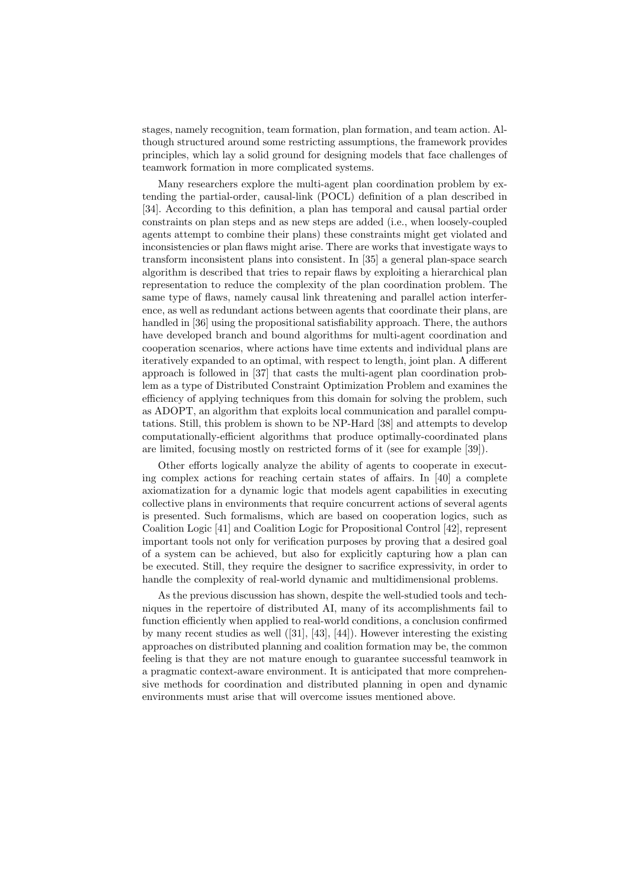stages, namely recognition, team formation, plan formation, and team action. Although structured around some restricting assumptions, the framework provides principles, which lay a solid ground for designing models that face challenges of teamwork formation in more complicated systems.

Many researchers explore the multi-agent plan coordination problem by extending the partial-order, causal-link (POCL) definition of a plan described in [34]. According to this definition, a plan has temporal and causal partial order constraints on plan steps and as new steps are added (i.e., when loosely-coupled agents attempt to combine their plans) these constraints might get violated and inconsistencies or plan flaws might arise. There are works that investigate ways to transform inconsistent plans into consistent. In [35] a general plan-space search algorithm is described that tries to repair flaws by exploiting a hierarchical plan representation to reduce the complexity of the plan coordination problem. The same type of flaws, namely causal link threatening and parallel action interference, as well as redundant actions between agents that coordinate their plans, are handled in [36] using the propositional satisfiability approach. There, the authors have developed branch and bound algorithms for multi-agent coordination and cooperation scenarios, where actions have time extents and individual plans are iteratively expanded to an optimal, with respect to length, joint plan. A different approach is followed in [37] that casts the multi-agent plan coordination problem as a type of Distributed Constraint Optimization Problem and examines the efficiency of applying techniques from this domain for solving the problem, such as ADOPT, an algorithm that exploits local communication and parallel computations. Still, this problem is shown to be NP-Hard [38] and attempts to develop computationally-efficient algorithms that produce optimally-coordinated plans are limited, focusing mostly on restricted forms of it (see for example [39]).

Other efforts logically analyze the ability of agents to cooperate in executing complex actions for reaching certain states of affairs. In [40] a complete axiomatization for a dynamic logic that models agent capabilities in executing collective plans in environments that require concurrent actions of several agents is presented. Such formalisms, which are based on cooperation logics, such as Coalition Logic [41] and Coalition Logic for Propositional Control [42], represent important tools not only for verification purposes by proving that a desired goal of a system can be achieved, but also for explicitly capturing how a plan can be executed. Still, they require the designer to sacrifice expressivity, in order to handle the complexity of real-world dynamic and multidimensional problems.

As the previous discussion has shown, despite the well-studied tools and techniques in the repertoire of distributed AI, many of its accomplishments fail to function efficiently when applied to real-world conditions, a conclusion confirmed by many recent studies as well ([31], [43], [44]). However interesting the existing approaches on distributed planning and coalition formation may be, the common feeling is that they are not mature enough to guarantee successful teamwork in a pragmatic context-aware environment. It is anticipated that more comprehensive methods for coordination and distributed planning in open and dynamic environments must arise that will overcome issues mentioned above.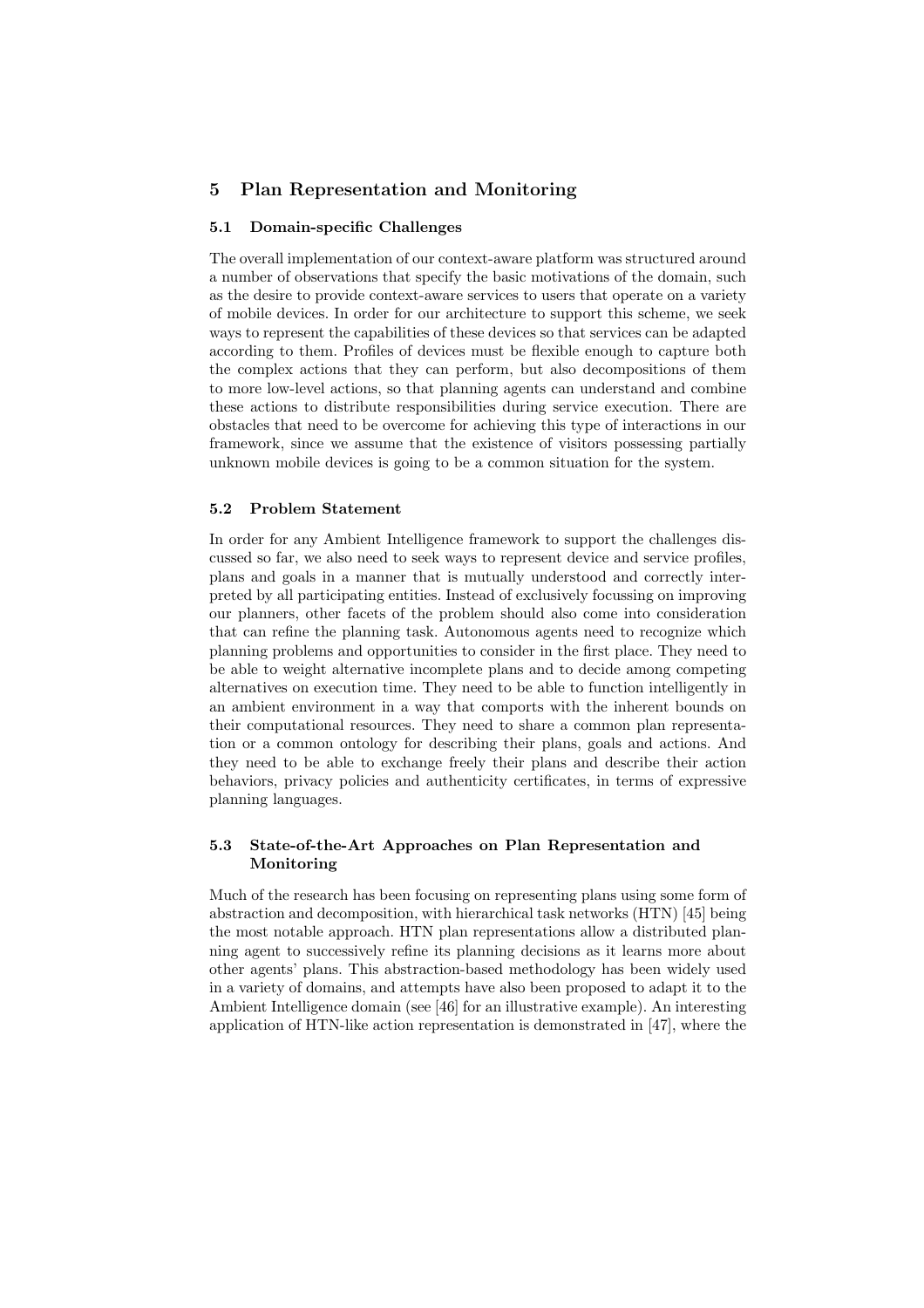## 5 Plan Representation and Monitoring

### 5.1 Domain-specific Challenges

The overall implementation of our context-aware platform was structured around a number of observations that specify the basic motivations of the domain, such as the desire to provide context-aware services to users that operate on a variety of mobile devices. In order for our architecture to support this scheme, we seek ways to represent the capabilities of these devices so that services can be adapted according to them. Profiles of devices must be flexible enough to capture both the complex actions that they can perform, but also decompositions of them to more low-level actions, so that planning agents can understand and combine these actions to distribute responsibilities during service execution. There are obstacles that need to be overcome for achieving this type of interactions in our framework, since we assume that the existence of visitors possessing partially unknown mobile devices is going to be a common situation for the system.

### 5.2 Problem Statement

In order for any Ambient Intelligence framework to support the challenges discussed so far, we also need to seek ways to represent device and service profiles, plans and goals in a manner that is mutually understood and correctly interpreted by all participating entities. Instead of exclusively focussing on improving our planners, other facets of the problem should also come into consideration that can refine the planning task. Autonomous agents need to recognize which planning problems and opportunities to consider in the first place. They need to be able to weight alternative incomplete plans and to decide among competing alternatives on execution time. They need to be able to function intelligently in an ambient environment in a way that comports with the inherent bounds on their computational resources. They need to share a common plan representation or a common ontology for describing their plans, goals and actions. And they need to be able to exchange freely their plans and describe their action behaviors, privacy policies and authenticity certificates, in terms of expressive planning languages.

### 5.3 State-of-the-Art Approaches on Plan Representation and Monitoring

Much of the research has been focusing on representing plans using some form of abstraction and decomposition, with hierarchical task networks (HTN) [45] being the most notable approach. HTN plan representations allow a distributed planning agent to successively refine its planning decisions as it learns more about other agents' plans. This abstraction-based methodology has been widely used in a variety of domains, and attempts have also been proposed to adapt it to the Ambient Intelligence domain (see [46] for an illustrative example). An interesting application of HTN-like action representation is demonstrated in [47], where the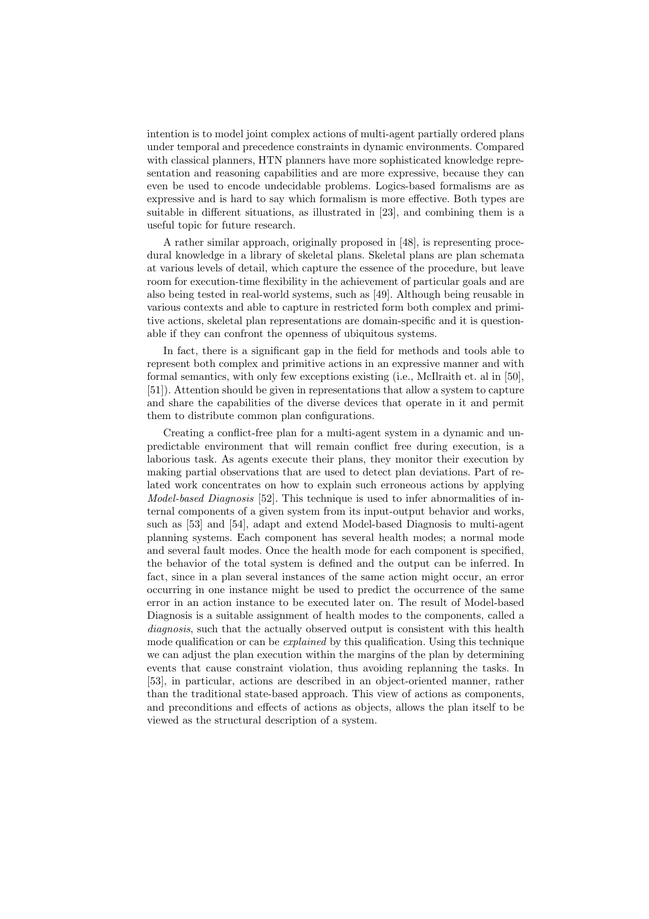intention is to model joint complex actions of multi-agent partially ordered plans under temporal and precedence constraints in dynamic environments. Compared with classical planners, HTN planners have more sophisticated knowledge representation and reasoning capabilities and are more expressive, because they can even be used to encode undecidable problems. Logics-based formalisms are as expressive and is hard to say which formalism is more effective. Both types are suitable in different situations, as illustrated in [23], and combining them is a useful topic for future research.

A rather similar approach, originally proposed in [48], is representing procedural knowledge in a library of skeletal plans. Skeletal plans are plan schemata at various levels of detail, which capture the essence of the procedure, but leave room for execution-time flexibility in the achievement of particular goals and are also being tested in real-world systems, such as [49]. Although being reusable in various contexts and able to capture in restricted form both complex and primitive actions, skeletal plan representations are domain-specific and it is questionable if they can confront the openness of ubiquitous systems.

In fact, there is a significant gap in the field for methods and tools able to represent both complex and primitive actions in an expressive manner and with formal semantics, with only few exceptions existing (i.e., McIlraith et. al in [50], [51]). Attention should be given in representations that allow a system to capture and share the capabilities of the diverse devices that operate in it and permit them to distribute common plan configurations.

Creating a conflict-free plan for a multi-agent system in a dynamic and unpredictable environment that will remain conflict free during execution, is a laborious task. As agents execute their plans, they monitor their execution by making partial observations that are used to detect plan deviations. Part of related work concentrates on how to explain such erroneous actions by applying *Model-based Diagnosis* [52]. This technique is used to infer abnormalities of internal components of a given system from its input-output behavior and works, such as [53] and [54], adapt and extend Model-based Diagnosis to multi-agent planning systems. Each component has several health modes; a normal mode and several fault modes. Once the health mode for each component is specified, the behavior of the total system is defined and the output can be inferred. In fact, since in a plan several instances of the same action might occur, an error occurring in one instance might be used to predict the occurrence of the same error in an action instance to be executed later on. The result of Model-based Diagnosis is a suitable assignment of health modes to the components, called a *diagnosis*, such that the actually observed output is consistent with this health mode qualification or can be *explained* by this qualification. Using this technique we can adjust the plan execution within the margins of the plan by determining events that cause constraint violation, thus avoiding replanning the tasks. In [53], in particular, actions are described in an object-oriented manner, rather than the traditional state-based approach. This view of actions as components, and preconditions and effects of actions as objects, allows the plan itself to be viewed as the structural description of a system.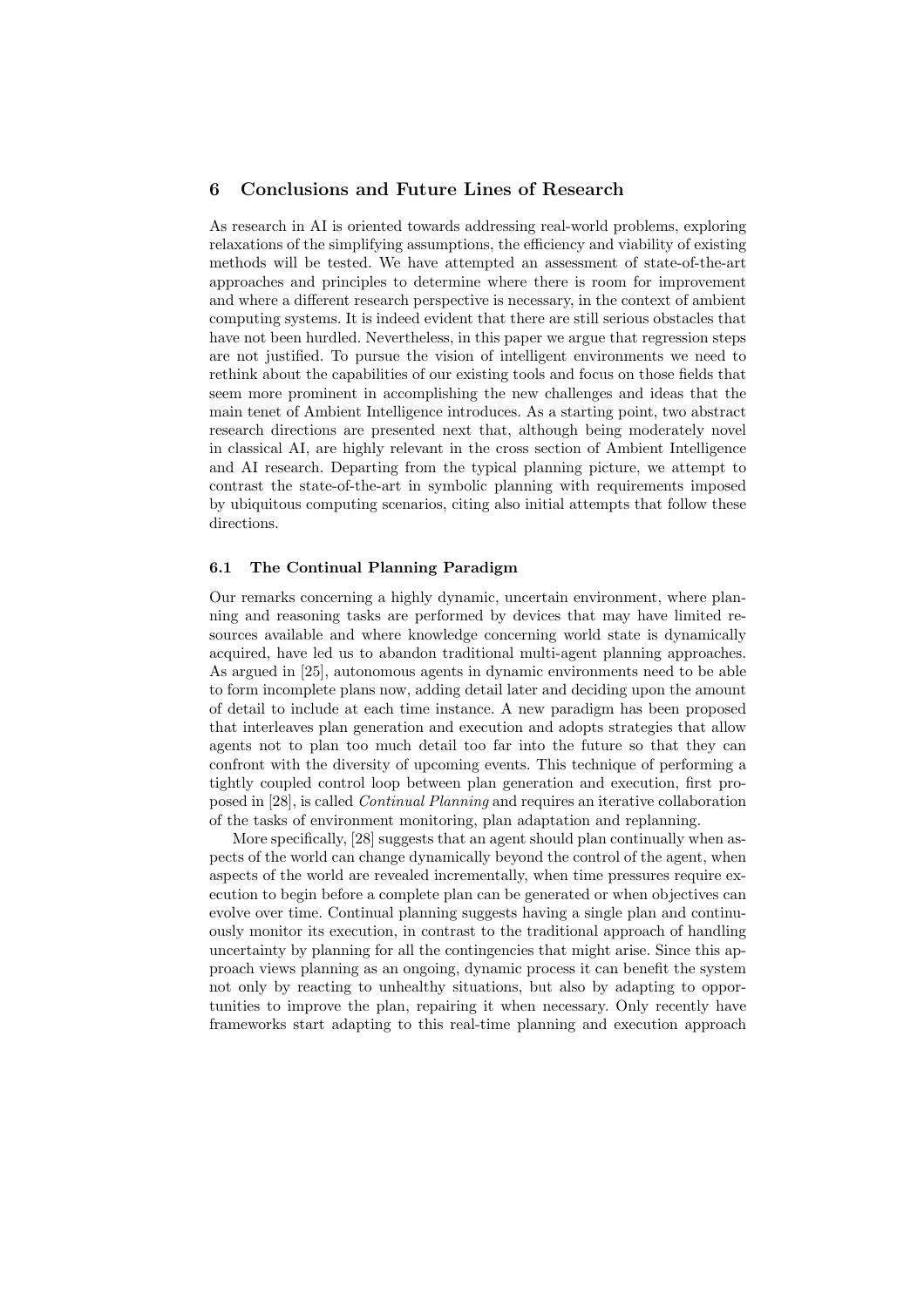## 6 Conclusions and Future Lines of Research

As research in AI is oriented towards addressing real-world problems, exploring relaxations of the simplifying assumptions, the efficiency and viability of existing methods will be tested. We have attempted an assessment of state-of-the-art approaches and principles to determine where there is room for improvement and where a different research perspective is necessary, in the context of ambient computing systems. It is indeed evident that there are still serious obstacles that have not been hurdled. Nevertheless, in this paper we argue that regression steps are not justified. To pursue the vision of intelligent environments we need to rethink about the capabilities of our existing tools and focus on those fields that seem more prominent in accomplishing the new challenges and ideas that the main tenet of Ambient Intelligence introduces. As a starting point, two abstract research directions are presented next that, although being moderately novel in classical AI, are highly relevant in the cross section of Ambient Intelligence and AI research. Departing from the typical planning picture, we attempt to contrast the state-of-the-art in symbolic planning with requirements imposed by ubiquitous computing scenarios, citing also initial attempts that follow these directions.

### 6.1 The Continual Planning Paradigm

Our remarks concerning a highly dynamic, uncertain environment, where planning and reasoning tasks are performed by devices that may have limited resources available and where knowledge concerning world state is dynamically acquired, have led us to abandon traditional multi-agent planning approaches. As argued in [25], autonomous agents in dynamic environments need to be able to form incomplete plans now, adding detail later and deciding upon the amount of detail to include at each time instance. A new paradigm has been proposed that interleaves plan generation and execution and adopts strategies that allow agents not to plan too much detail too far into the future so that they can confront with the diversity of upcoming events. This technique of performing a tightly coupled control loop between plan generation and execution, first proposed in [28], is called *Continual Planning* and requires an iterative collaboration of the tasks of environment monitoring, plan adaptation and replanning.

More specifically, [28] suggests that an agent should plan continually when aspects of the world can change dynamically beyond the control of the agent, when aspects of the world are revealed incrementally, when time pressures require execution to begin before a complete plan can be generated or when objectives can evolve over time. Continual planning suggests having a single plan and continuously monitor its execution, in contrast to the traditional approach of handling uncertainty by planning for all the contingencies that might arise. Since this approach views planning as an ongoing, dynamic process it can benefit the system not only by reacting to unhealthy situations, but also by adapting to opportunities to improve the plan, repairing it when necessary. Only recently have frameworks start adapting to this real-time planning and execution approach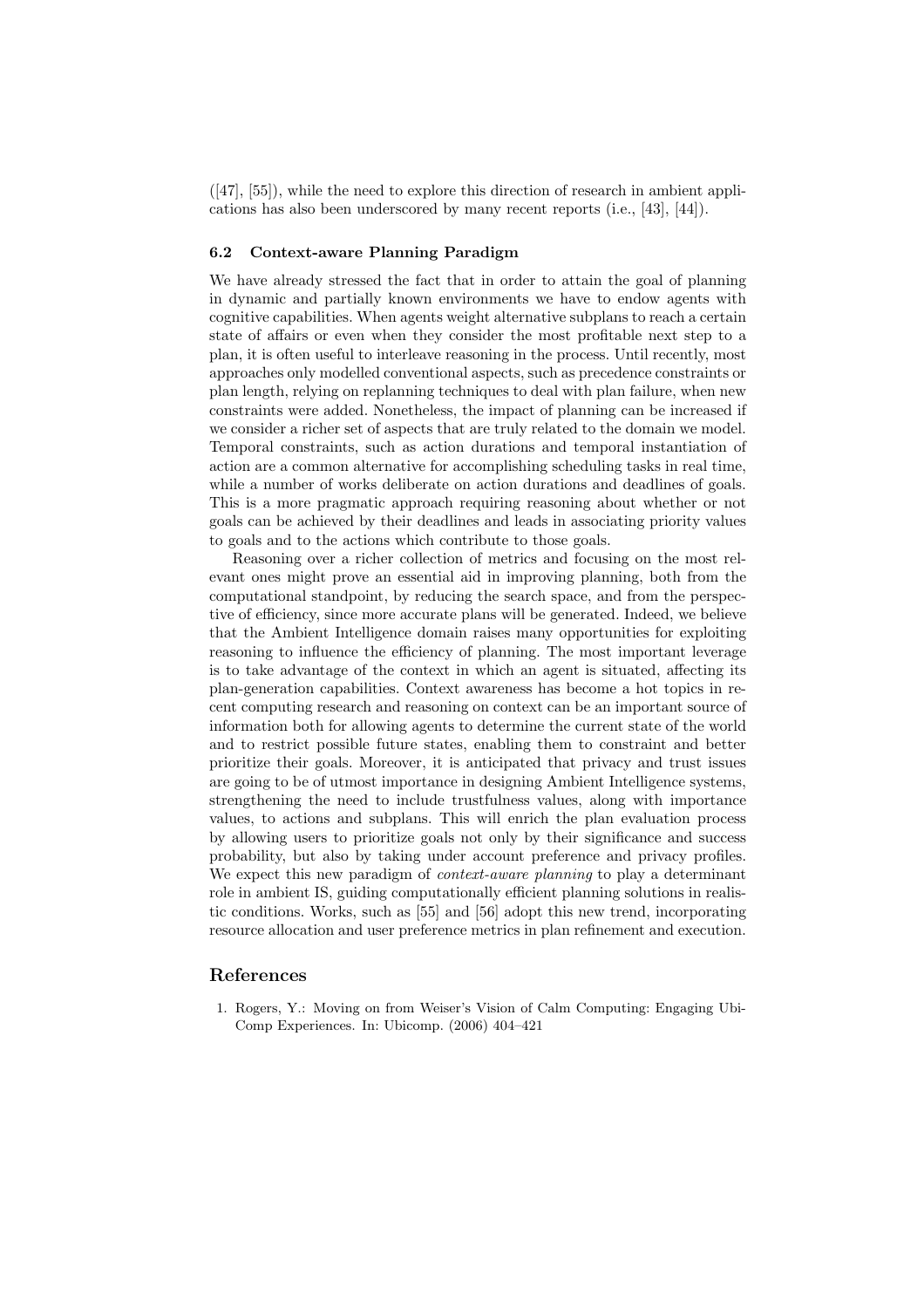([47], [55]), while the need to explore this direction of research in ambient applications has also been underscored by many recent reports (i.e., [43], [44]).

### 6.2 Context-aware Planning Paradigm

We have already stressed the fact that in order to attain the goal of planning in dynamic and partially known environments we have to endow agents with cognitive capabilities. When agents weight alternative subplans to reach a certain state of affairs or even when they consider the most profitable next step to a plan, it is often useful to interleave reasoning in the process. Until recently, most approaches only modelled conventional aspects, such as precedence constraints or plan length, relying on replanning techniques to deal with plan failure, when new constraints were added. Nonetheless, the impact of planning can be increased if we consider a richer set of aspects that are truly related to the domain we model. Temporal constraints, such as action durations and temporal instantiation of action are a common alternative for accomplishing scheduling tasks in real time, while a number of works deliberate on action durations and deadlines of goals. This is a more pragmatic approach requiring reasoning about whether or not goals can be achieved by their deadlines and leads in associating priority values to goals and to the actions which contribute to those goals.

Reasoning over a richer collection of metrics and focusing on the most relevant ones might prove an essential aid in improving planning, both from the computational standpoint, by reducing the search space, and from the perspective of efficiency, since more accurate plans will be generated. Indeed, we believe that the Ambient Intelligence domain raises many opportunities for exploiting reasoning to influence the efficiency of planning. The most important leverage is to take advantage of the context in which an agent is situated, affecting its plan-generation capabilities. Context awareness has become a hot topics in recent computing research and reasoning on context can be an important source of information both for allowing agents to determine the current state of the world and to restrict possible future states, enabling them to constraint and better prioritize their goals. Moreover, it is anticipated that privacy and trust issues are going to be of utmost importance in designing Ambient Intelligence systems, strengthening the need to include trustfulness values, along with importance values, to actions and subplans. This will enrich the plan evaluation process by allowing users to prioritize goals not only by their significance and success probability, but also by taking under account preference and privacy profiles. We expect this new paradigm of *context-aware planning* to play a determinant role in ambient IS, guiding computationally efficient planning solutions in realistic conditions. Works, such as [55] and [56] adopt this new trend, incorporating resource allocation and user preference metrics in plan refinement and execution.

## References

1. Rogers, Y.: Moving on from Weiser's Vision of Calm Computing: Engaging UbiComp Experiences. In: Ubicomp. (2006) 404–421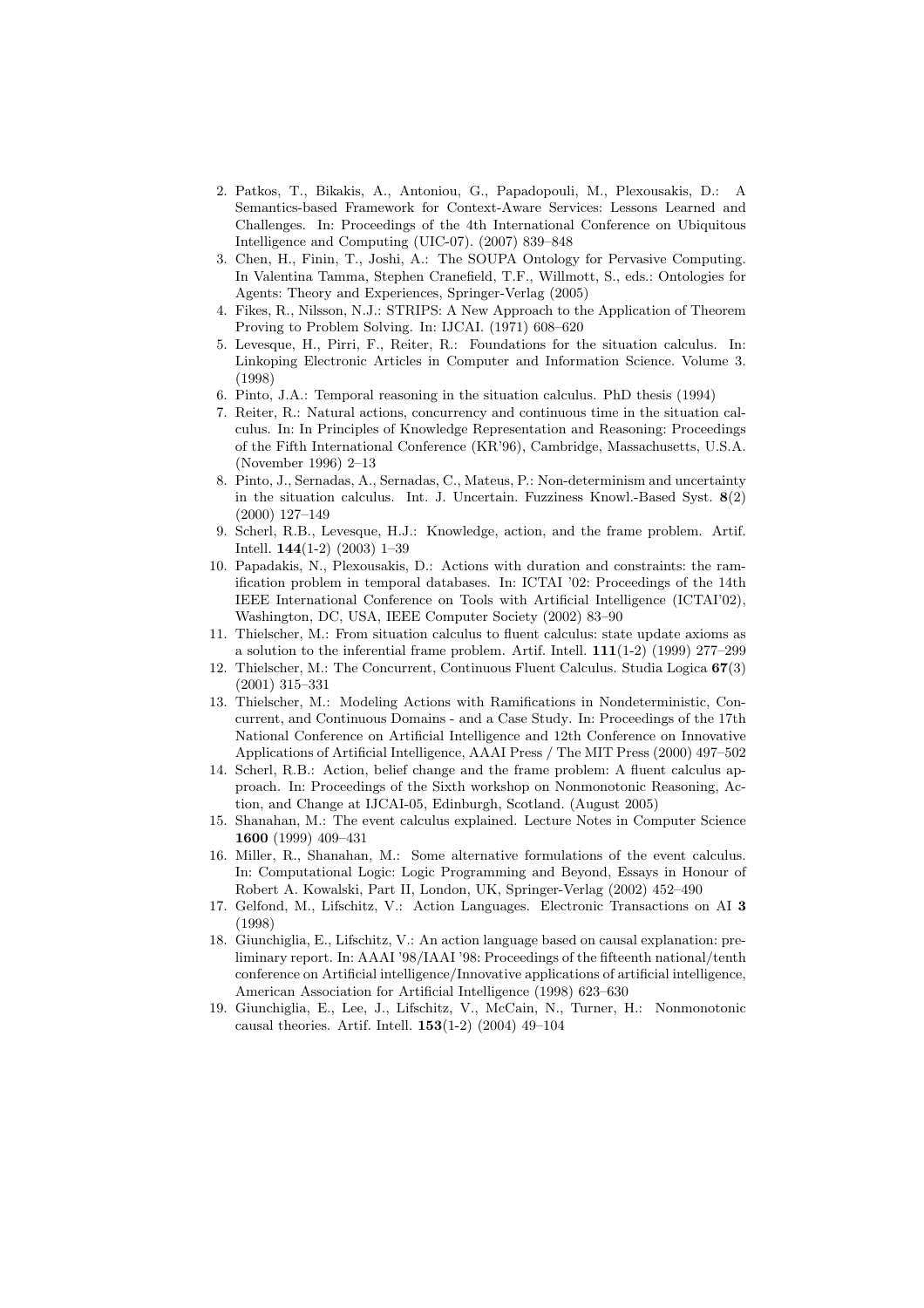2. Patkos, T., Bikakis, A., Antoniou, G., Papadopouli, M., Plexousakis, D.: A Semantics-based Framework for Context-Aware Services: Lessons Learned and Challenges. In: Proceedings of the 4th International Conference on Ubiquitous Intelligence and Computing (UIC-07). (2007) 839–848
3. Chen, H., Finin, T., Joshi, A.: The SOUPA Ontology for Pervasive Computing. In Valentina Tamma, Stephen Cranefield, T.F., Willmott, S., eds.: Ontologies for Agents: Theory and Experiences, Springer-Verlag (2005)
4. Fikes, R., Nilsson, N.J.: STRIPS: A New Approach to the Application of Theorem Proving to Problem Solving. In: IJCAI. (1971) 608–620
5. Levesque, H., Pirri, F., Reiter, R.: Foundations for the situation calculus. In: Linkoping Electronic Articles in Computer and Information Science. Volume 3. (1998)
6. Pinto, J.A.: Temporal reasoning in the situation calculus. PhD thesis (1994)
7. Reiter, R.: Natural actions, concurrency and continuous time in the situation calculus. In: In Principles of Knowledge Representation and Reasoning: Proceedings of the Fifth International Conference (KR'96), Cambridge, Massachusetts, U.S.A. (November 1996) 2–13
8. Pinto, J., Sernadas, A., Sernadas, C., Mateus, P.: Non-determinism and uncertainty in the situation calculus. Int. J. Uncertain. Fuzziness Knowl.-Based Syst. **8**(2) (2000) 127–149
9. Scherl, R.B., Levesque, H.J.: Knowledge, action, and the frame problem. Artif. Intell. **144**(1-2) (2003) 1–39
10. Papadakis, N., Plexousakis, D.: Actions with duration and constraints: the ramification problem in temporal databases. In: ICTAI '02: Proceedings of the 14th IEEE International Conference on Tools with Artificial Intelligence (ICTAI'02), Washington, DC, USA, IEEE Computer Society (2002) 83–90
11. Thielscher, M.: From situation calculus to fluent calculus: state update axioms as a solution to the inferential frame problem. Artif. Intell. **111**(1-2) (1999) 277–299
12. Thielscher, M.: The Concurrent, Continuous Fluent Calculus. Studia Logica **67**(3) (2001) 315–331
13. Thielscher, M.: Modeling Actions with Ramifications in Nondeterministic, Concurrent, and Continuous Domains - and a Case Study. In: Proceedings of the 17th National Conference on Artificial Intelligence and 12th Conference on Innovative Applications of Artificial Intelligence, AAAI Press / The MIT Press (2000) 497–502
14. Scherl, R.B.: Action, belief change and the frame problem: A fluent calculus approach. In: Proceedings of the Sixth workshop on Nonmonotonic Reasoning, Action, and Change at IJCAI-05, Edinburgh, Scotland. (August 2005)
15. Shanahan, M.: The event calculus explained. Lecture Notes in Computer Science **1600** (1999) 409–431
16. Miller, R., Shanahan, M.: Some alternative formulations of the event calculus. In: Computational Logic: Logic Programming and Beyond, Essays in Honour of Robert A. Kowalski, Part II, London, UK, Springer-Verlag (2002) 452–490
17. Gelfond, M., Lifschitz, V.: Action Languages. Electronic Transactions on AI **3** (1998)
18. Giunchiglia, E., Lifschitz, V.: An action language based on causal explanation: preliminary report. In: AAAI '98/IAAI '98: Proceedings of the fifteenth national/tenth conference on Artificial intelligence/Innovative applications of artificial intelligence, American Association for Artificial Intelligence (1998) 623–630
19. Giunchiglia, E., Lee, J., Lifschitz, V., McCain, N., Turner, H.: Nonmonotonic causal theories. Artif. Intell. **153**(1-2) (2004) 49–104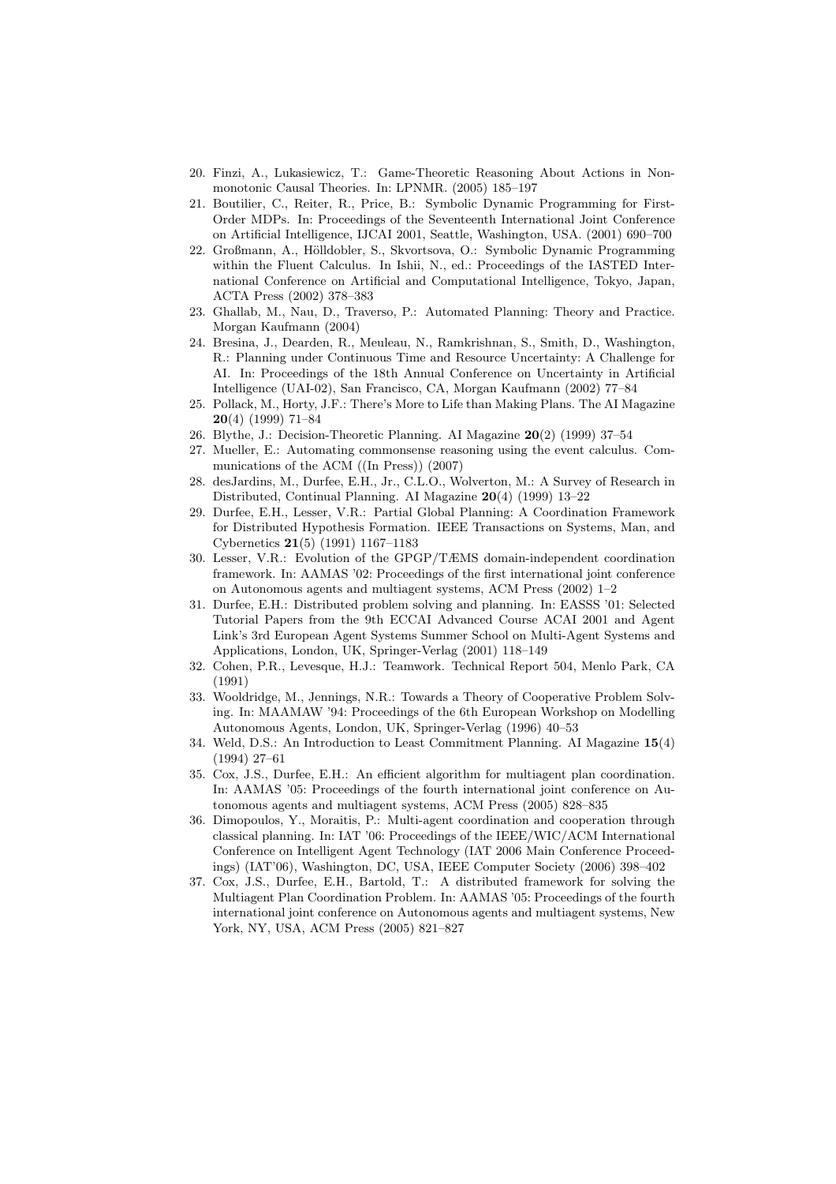20. Finzi, A., Lukasiewicz, T.: Game-Theoretic Reasoning About Actions in Nonmonotonic Causal Theories. In: LPNMR. (2005) 185–197
21. Boutilier, C., Reiter, R., Price, B.: Symbolic Dynamic Programming for First-Order MDPs. In: Proceedings of the Seventeenth International Joint Conference on Artificial Intelligence, IJCAI 2001, Seattle, Washington, USA. (2001) 690–700
22. Großmann, A., Hölldobler, S., Skvortsova, O.: Symbolic Dynamic Programming within the Fluent Calculus. In Ishii, N., ed.: Proceedings of the IASTED International Conference on Artificial and Computational Intelligence, Tokyo, Japan, ACTA Press (2002) 378–383
23. Ghallab, M., Nau, D., Traverso, P.: Automated Planning: Theory and Practice. Morgan Kaufmann (2004)
24. Bresina, J., Dearden, R., Meuleau, N., Ramkrishnan, S., Smith, D., Washington, R.: Planning under Continuous Time and Resource Uncertainty: A Challenge for AI. In: Proceedings of the 18th Annual Conference on Uncertainty in Artificial Intelligence (UAI-02), San Francisco, CA, Morgan Kaufmann (2002) 77–84
25. Pollack, M., Horty, J.F.: There's More to Life than Making Plans. The AI Magazine **20**(4) (1999) 71–84
26. Blythe, J.: Decision-Theoretic Planning. AI Magazine **20**(2) (1999) 37–54
27. Mueller, E.: Automating commonsense reasoning using the event calculus. Communications of the ACM ((In Press)) (2007)
28. desJardins, M., Durfee, E.H., Jr., C.L.O., Wolverton, M.: A Survey of Research in Distributed, Continual Planning. AI Magazine **20**(4) (1999) 13–22
29. Durfee, E.H., Lesser, V.R.: Partial Global Planning: A Coordination Framework for Distributed Hypothesis Formation. IEEE Transactions on Systems, Man, and Cybernetics **21**(5) (1991) 1167–1183
30. Lesser, V.R.: Evolution of the GPGP/TÆMS domain-independent coordination framework. In: AAMAS '02: Proceedings of the first international joint conference on Autonomous agents and multiagent systems, ACM Press (2002) 1–2
31. Durfee, E.H.: Distributed problem solving and planning. In: EASSS '01: Selected Tutorial Papers from the 9th ECCAI Advanced Course ACAI 2001 and Agent Link's 3rd European Agent Systems Summer School on Multi-Agent Systems and Applications, London, UK, Springer-Verlag (2001) 118–149
32. Cohen, P.R., Levesque, H.J.: Teamwork. Technical Report 504, Menlo Park, CA (1991)
33. Wooldridge, M., Jennings, N.R.: Towards a Theory of Cooperative Problem Solving. In: MAAMAW '94: Proceedings of the 6th European Workshop on Modelling Autonomous Agents, London, UK, Springer-Verlag (1996) 40–53
34. Weld, D.S.: An Introduction to Least Commitment Planning. AI Magazine **15**(4) (1994) 27–61
35. Cox, J.S., Durfee, E.H.: An efficient algorithm for multiagent plan coordination. In: AAMAS '05: Proceedings of the fourth international joint conference on Autonomous agents and multiagent systems, ACM Press (2005) 828–835
36. Dimopoulos, Y., Moraitis, P.: Multi-agent coordination and cooperation through classical planning. In: IAT '06: Proceedings of the IEEE/WIC/ACM International Conference on Intelligent Agent Technology (IAT 2006 Main Conference Proceedings) (IAT'06), Washington, DC, USA, IEEE Computer Society (2006) 398–402
37. Cox, J.S., Durfee, E.H., Bartold, T.: A distributed framework for solving the Multiagent Plan Coordination Problem. In: AAMAS '05: Proceedings of the fourth international joint conference on Autonomous agents and multiagent systems, New York, NY, USA, ACM Press (2005) 821–827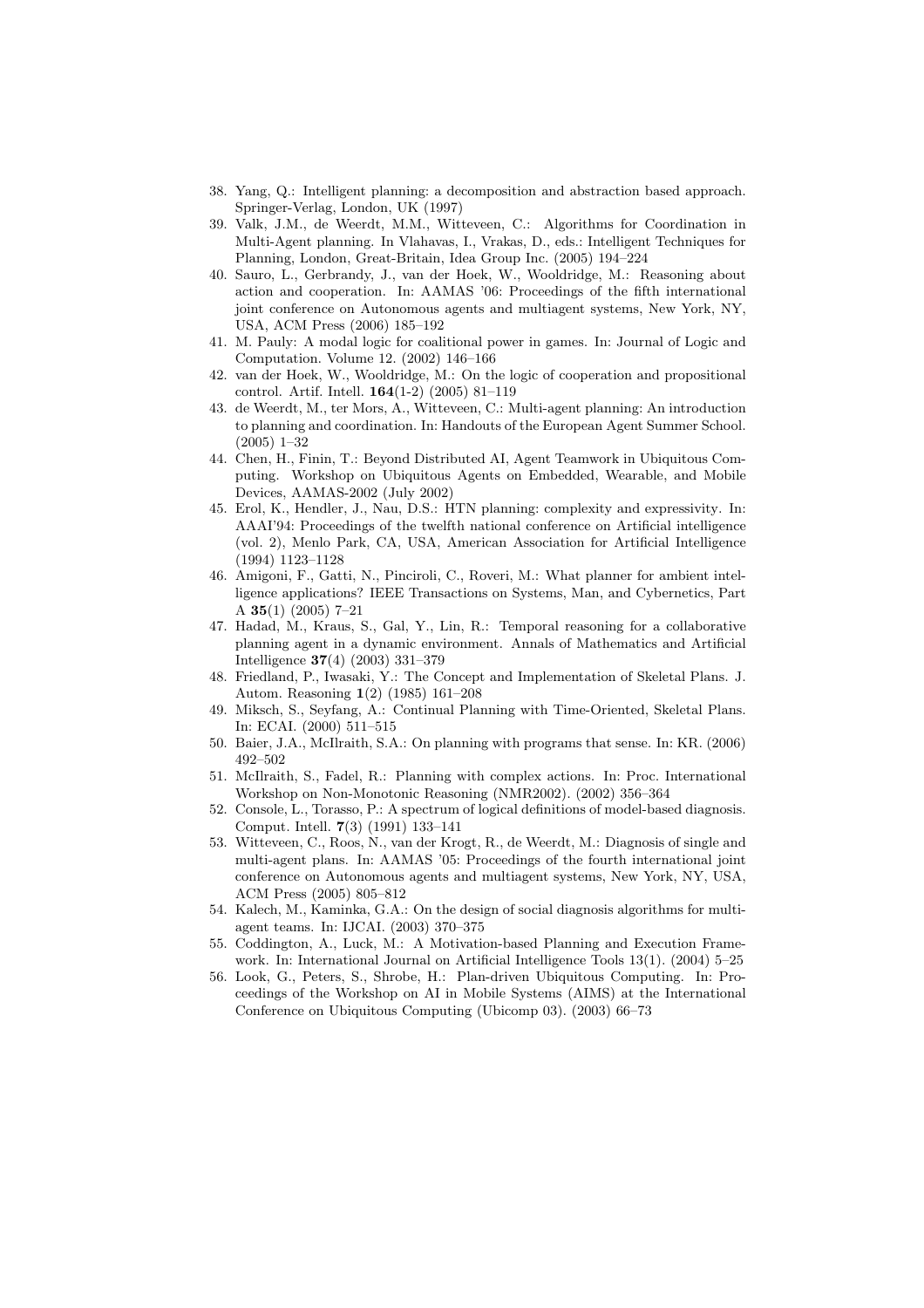38. Yang, Q.: Intelligent planning: a decomposition and abstraction based approach. Springer-Verlag, London, UK (1997)
39. Valk, J.M., de Weerdt, M.M., Witteveen, C.: Algorithms for Coordination in Multi-Agent planning. In Vlahavas, I., Vrakas, D., eds.: Intelligent Techniques for Planning, London, Great-Britain, Idea Group Inc. (2005) 194–224
40. Sauro, L., Gerbrandy, J., van der Hoek, W., Wooldridge, M.: Reasoning about action and cooperation. In: AAMAS '06: Proceedings of the fifth international joint conference on Autonomous agents and multiagent systems, New York, NY, USA, ACM Press (2006) 185–192
41. M. Pauly: A modal logic for coalitional power in games. In: Journal of Logic and Computation. Volume 12. (2002) 146–166
42. van der Hoek, W., Wooldridge, M.: On the logic of cooperation and propositional control. Artif. Intell. **164**(1-2) (2005) 81–119
43. de Weerdt, M., ter Mors, A., Witteveen, C.: Multi-agent planning: An introduction to planning and coordination. In: Handouts of the European Agent Summer School. (2005) 1–32
44. Chen, H., Finin, T.: Beyond Distributed AI, Agent Teamwork in Ubiquitous Computing. Workshop on Ubiquitous Agents on Embedded, Wearable, and Mobile Devices, AAMAS-2002 (July 2002)
45. Erol, K., Hendler, J., Nau, D.S.: HTN planning: complexity and expressivity. In: AAAI'94: Proceedings of the twelfth national conference on Artificial intelligence (vol. 2), Menlo Park, CA, USA, American Association for Artificial Intelligence (1994) 1123–1128
46. Amigoni, F., Gatti, N., Pinciroli, C., Roveri, M.: What planner for ambient intelligence applications? IEEE Transactions on Systems, Man, and Cybernetics, Part A **35**(1) (2005) 7–21
47. Hadad, M., Kraus, S., Gal, Y., Lin, R.: Temporal reasoning for a collaborative planning agent in a dynamic environment. Annals of Mathematics and Artificial Intelligence **37**(4) (2003) 331–379
48. Friedland, P., Iwasaki, Y.: The Concept and Implementation of Skeletal Plans. J. Autom. Reasoning **1**(2) (1985) 161–208
49. Miksch, S., Seyfang, A.: Continual Planning with Time-Oriented, Skeletal Plans. In: ECAI. (2000) 511–515
50. Baier, J.A., McIlraith, S.A.: On planning with programs that sense. In: KR. (2006) 492–502
51. McIlraith, S., Fadel, R.: Planning with complex actions. In: Proc. International Workshop on Non-Monotonic Reasoning (NMR2002). (2002) 356–364
52. Console, L., Torasso, P.: A spectrum of logical definitions of model-based diagnosis. Comput. Intell. **7**(3) (1991) 133–141
53. Witteveen, C., Roos, N., van der Krogt, R., de Weerdt, M.: Diagnosis of single and multi-agent plans. In: AAMAS '05: Proceedings of the fourth international joint conference on Autonomous agents and multiagent systems, New York, NY, USA, ACM Press (2005) 805–812
54. Kalech, M., Kaminka, G.A.: On the design of social diagnosis algorithms for multi-agent teams. In: IJCAI. (2003) 370–375
55. Coddington, A., Luck, M.: A Motivation-based Planning and Execution Framework. In: International Journal on Artificial Intelligence Tools 13(1). (2004) 5–25
56. Look, G., Peters, S., Shrobe, H.: Plan-driven Ubiquitous Computing. In: Proceedings of the Workshop on AI in Mobile Systems (AIMS) at the International Conference on Ubiquitous Computing (Ubicomp 03). (2003) 66–73